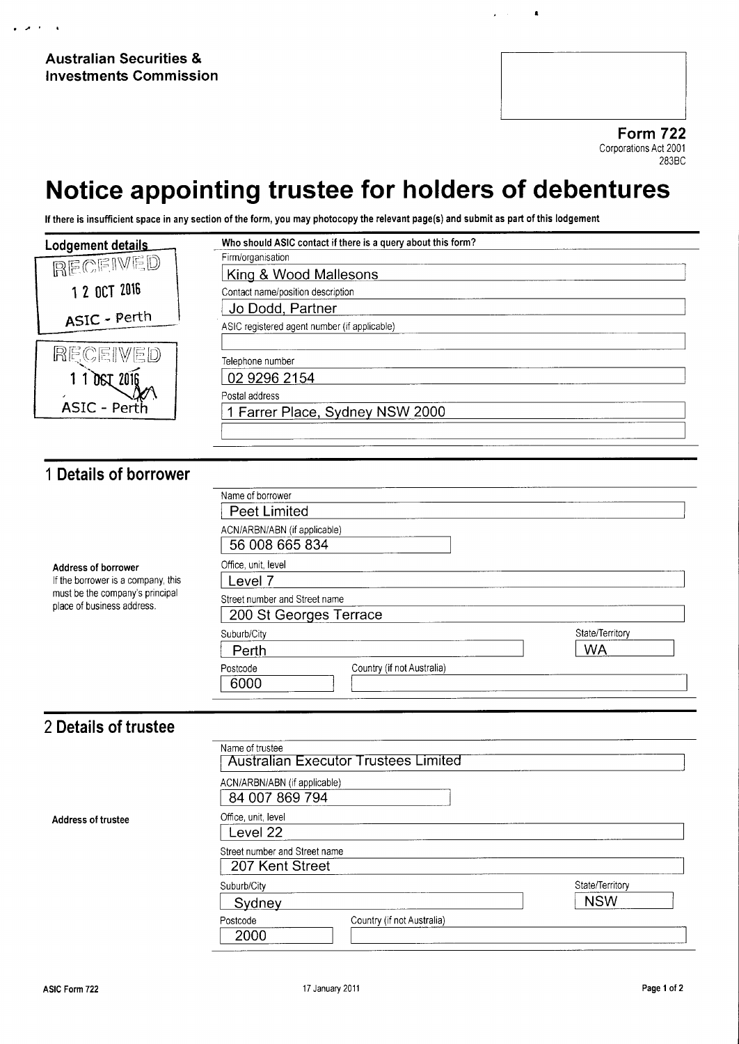**Australian Securities & Investments Commission**

**Form 722**
Corporations Act 2001
283BC

# Notice appointing trustee for holders of debentures

**If there is insufficient space in any section of the form, you may photocopy the relevant page(s) and submit as part of this lodgement**

## Lodgement details

RECEIVED
12 OCT 2016
ASIC - Perth

RECEIVED
11 OCT 2016
ASIC - Perth

**Who should ASIC contact if there is a query about this form?**

Firm/organisation
King & Wood Mallesons

Contact name/position description
Jo Dodd, Partner

ASIC registered agent number (if applicable)

Telephone number
02 9296 2154

Postal address
1 Farrer Place, Sydney NSW 2000

## 1 Details of borrower

Name of borrower
Peet Limited

ACN/ARBN/ABN (if applicable)
56 008 665 834

**Address of borrower**
If the borrower is a company, this must be the company's principal place of business address.

Office, unit, level
Level 7

Street number and Street name
200 St Georges Terrace

Suburb/City
Perth

State/Territory
WA

Postcode
6000

Country (if not Australia)

## 2 Details of trustee

Name of trustee
Australian Executor Trustees Limited

ACN/ARBN/ABN (if applicable)
84 007 869 794

**Address of trustee**

Office, unit, level
Level 22

Street number and Street name
207 Kent Street

Suburb/City
Sydney

State/Territory
NSW

Postcode
2000

Country (if not Australia)

ASIC Form 722 17 January 2011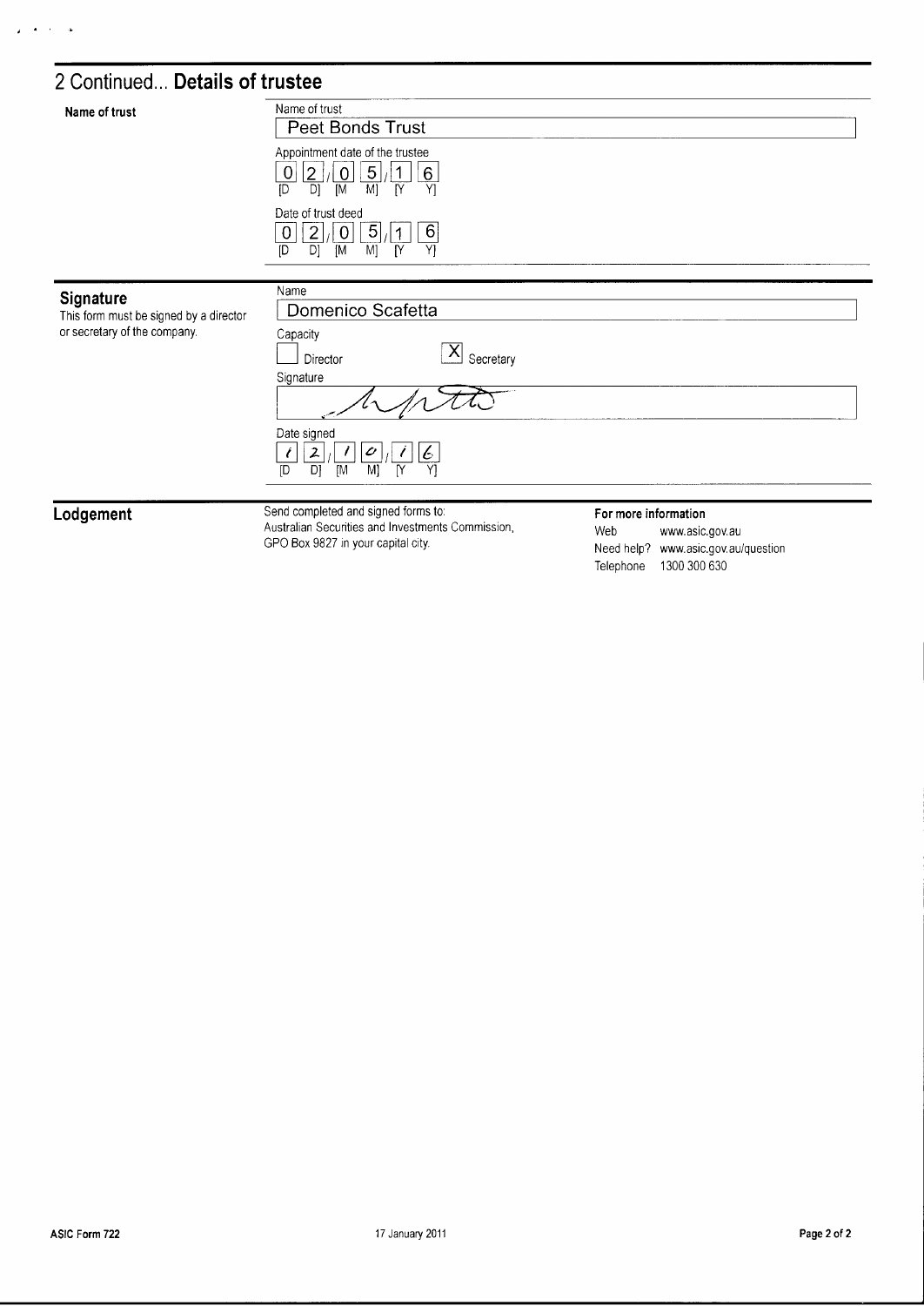## 2 Continued... **Details of trustee**

**Name of trust**

Name of trust

Peet Bonds Trust

Appointment date of the trustee

02/05/16
[D D] [M M] [Y Y]

Date of trust deed

02/05/16
[D D] [M M] [Y Y]

### Signature

This form must be signed by a director or secretary of the company.

Name

Domenico Scafetta

Capacity

[ ] Director [X] Secretary

Signature

[signature]

Date signed

12/10/16
[D D] [M M] [Y Y]

### Lodgement

Send completed and signed forms to:
Australian Securities and Investments Commission,
GPO Box 9827 in your capital city.

**For more information**

Web www.asic.gov.au
Need help? www.asic.gov.au/question
Telephone 1300 300 630

ASIC Form 722 17 January 2011